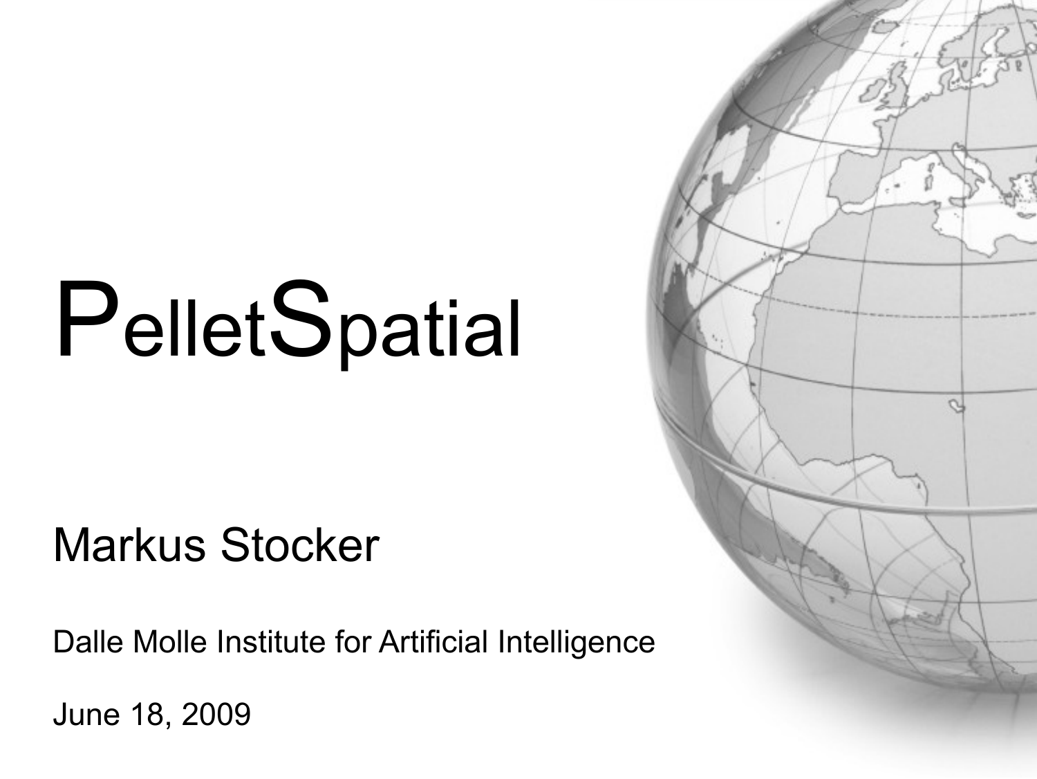# PelletSpatial

Markus Stocker

Dalle Molle Institute for Artificial Intelligence

June 18, 2009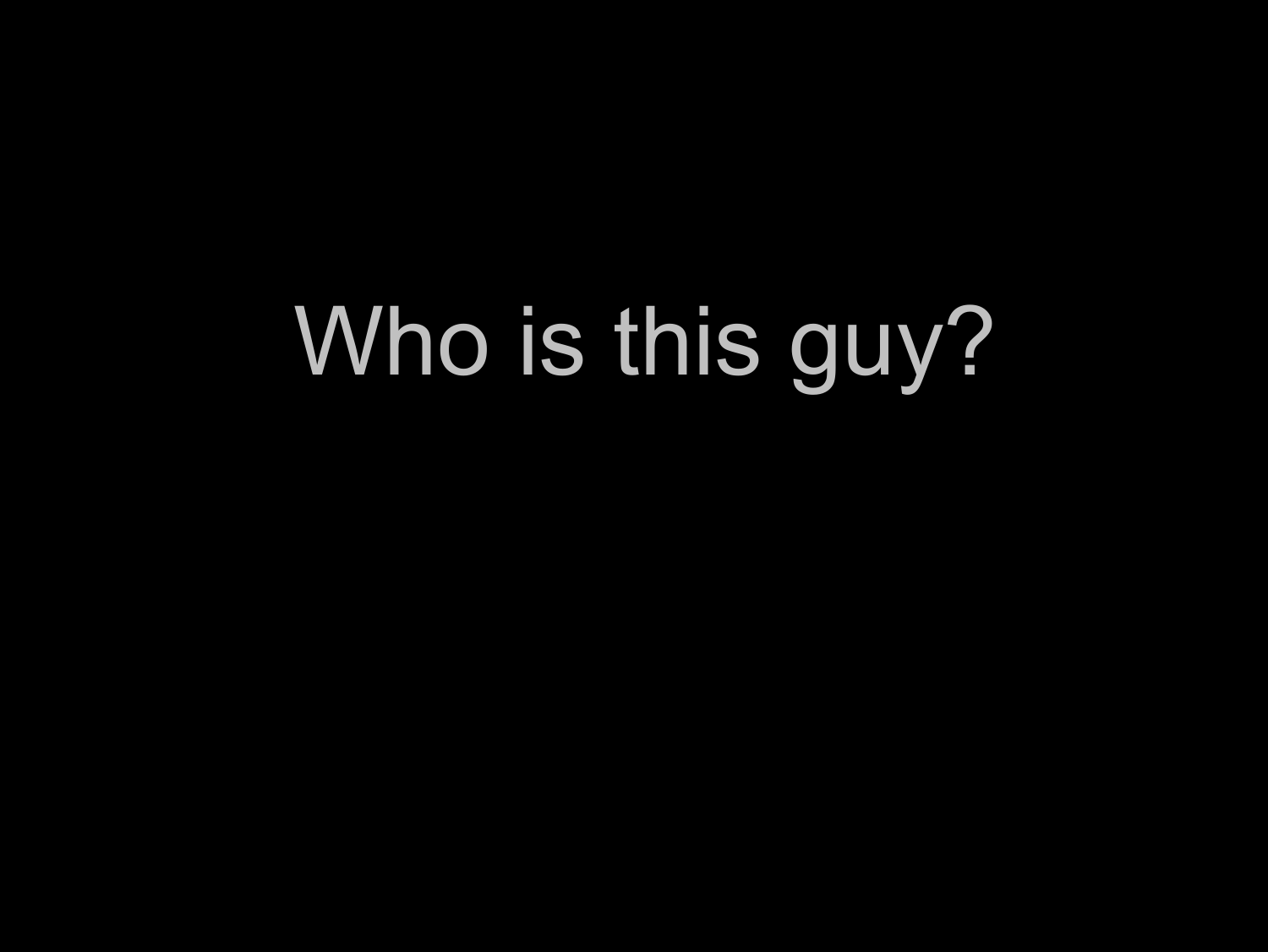Who is this guy?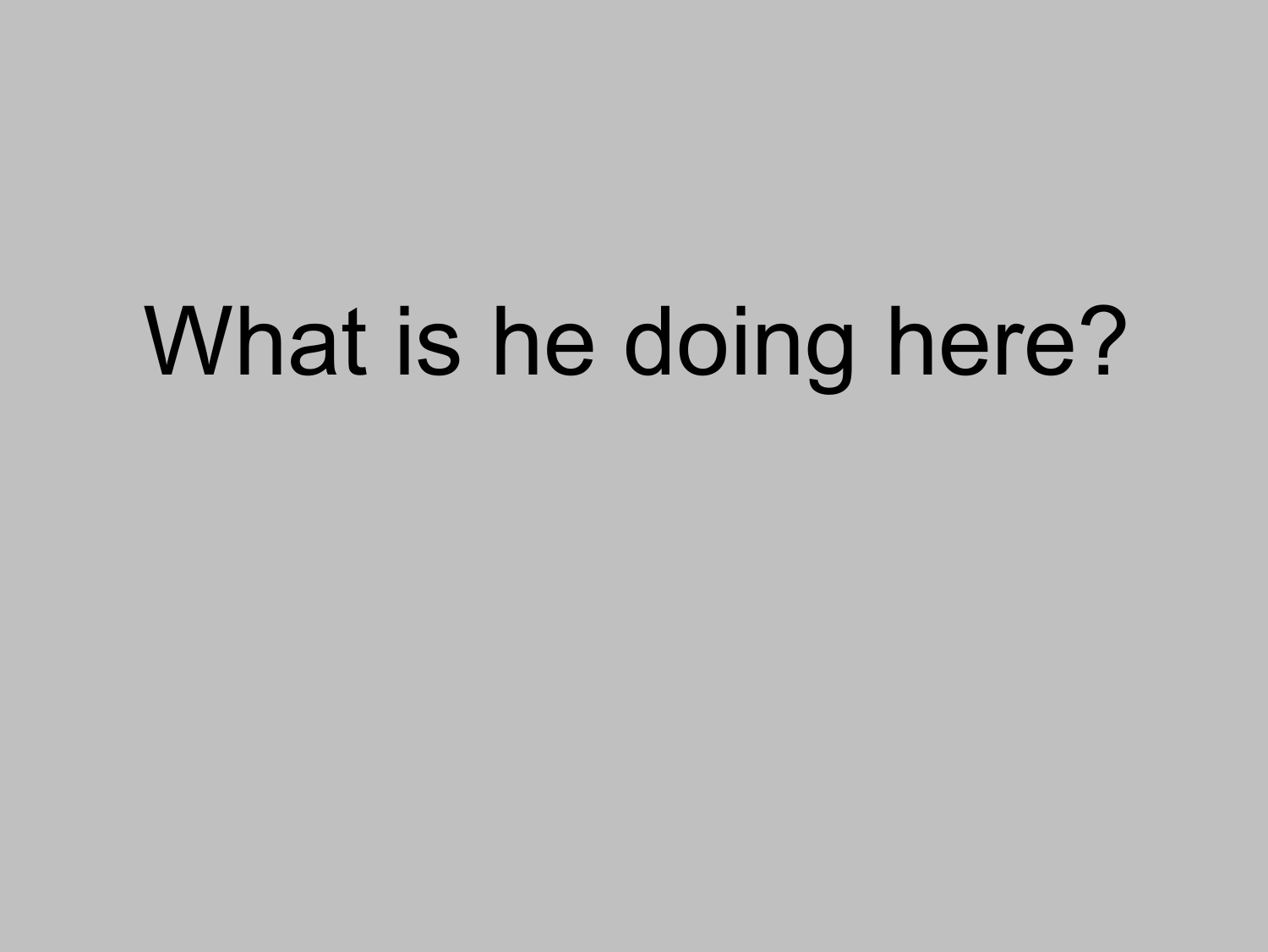# What is he doing here?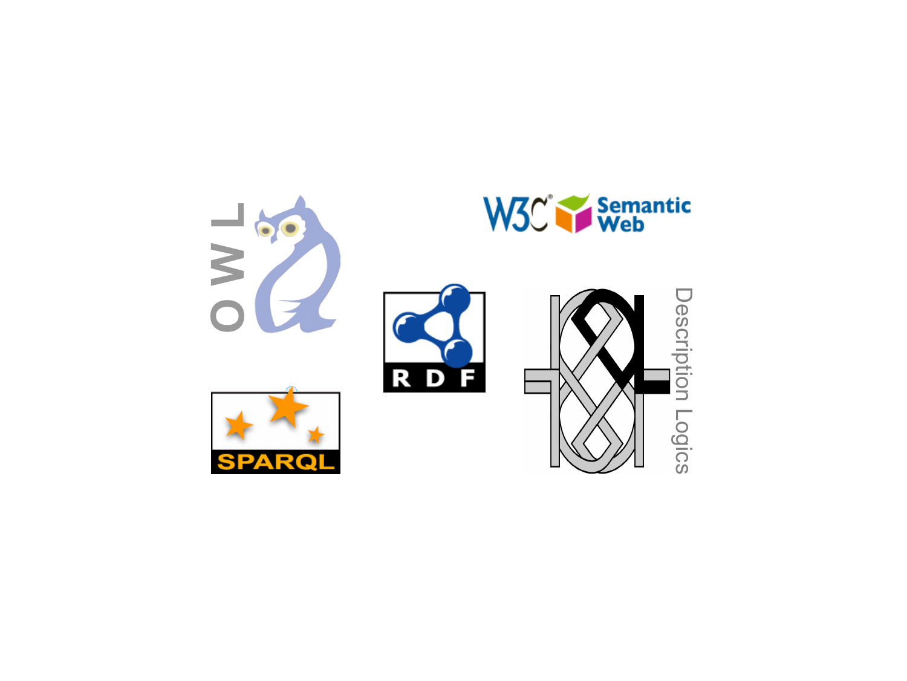OWL

W3C Semantic Web

RDF

SPARQL

Description Logics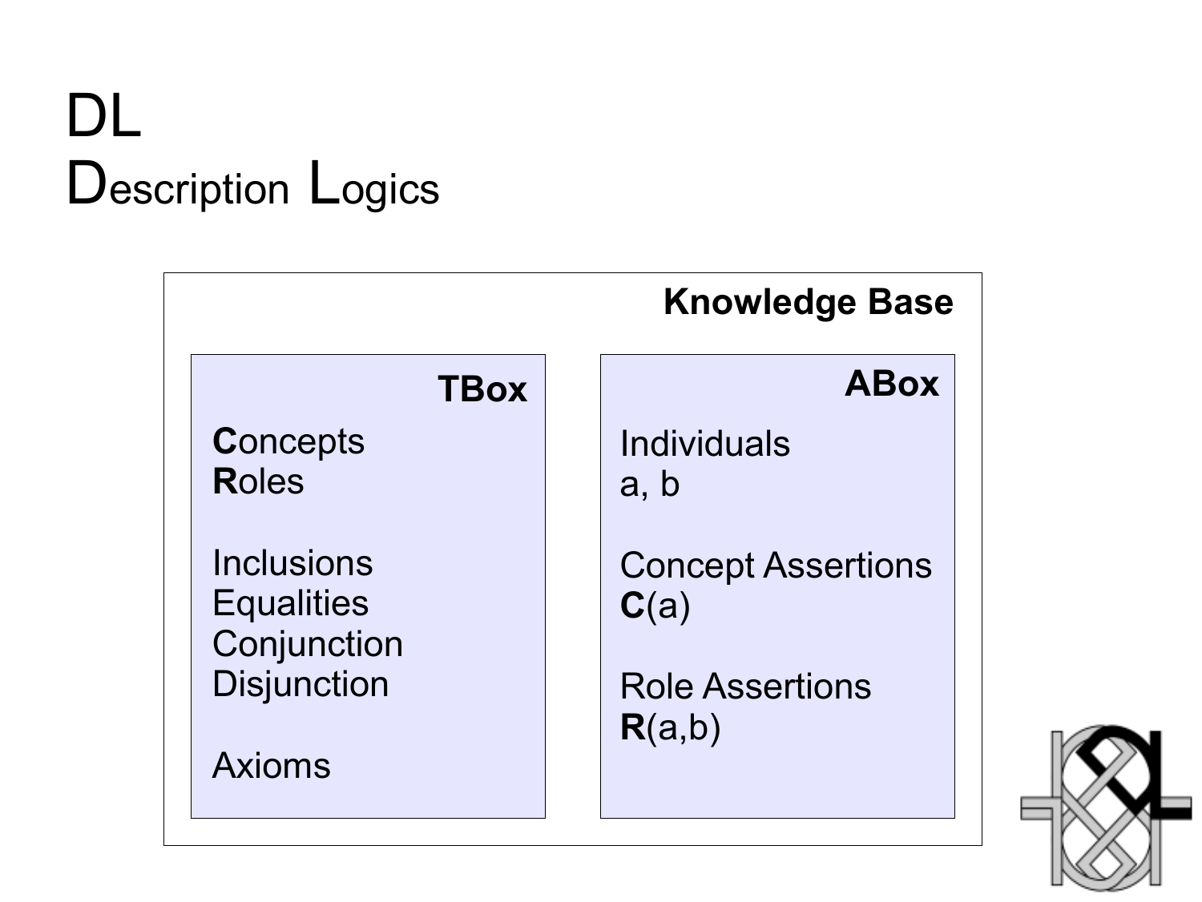# DL
## Description Logics

**Knowledge Base**

**TBox**

**C**oncepts
**R**oles

Inclusions
Equalities
Conjunction
Disjunction

Axioms

**ABox**

Individuals
a, b

Concept Assertions
**C**(a)

Role Assertions
**R**(a,b)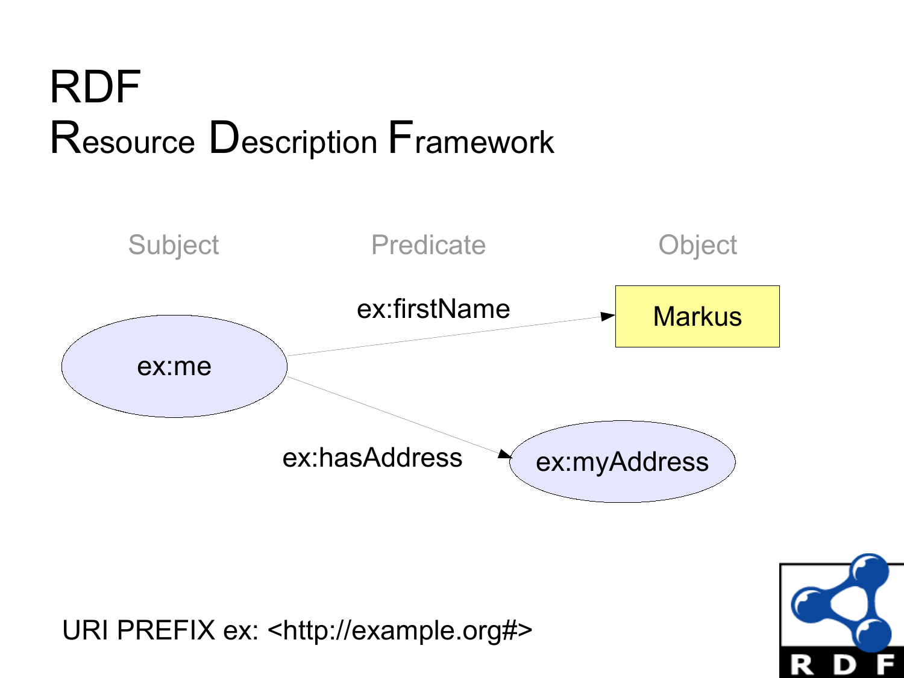# RDF
## Resource Description Framework

Subject — Predicate — Object

ex:me — ex:firstName → Markus

ex:me — ex:hasAddress → ex:myAddress

URI PREFIX ex: <http://example.org#>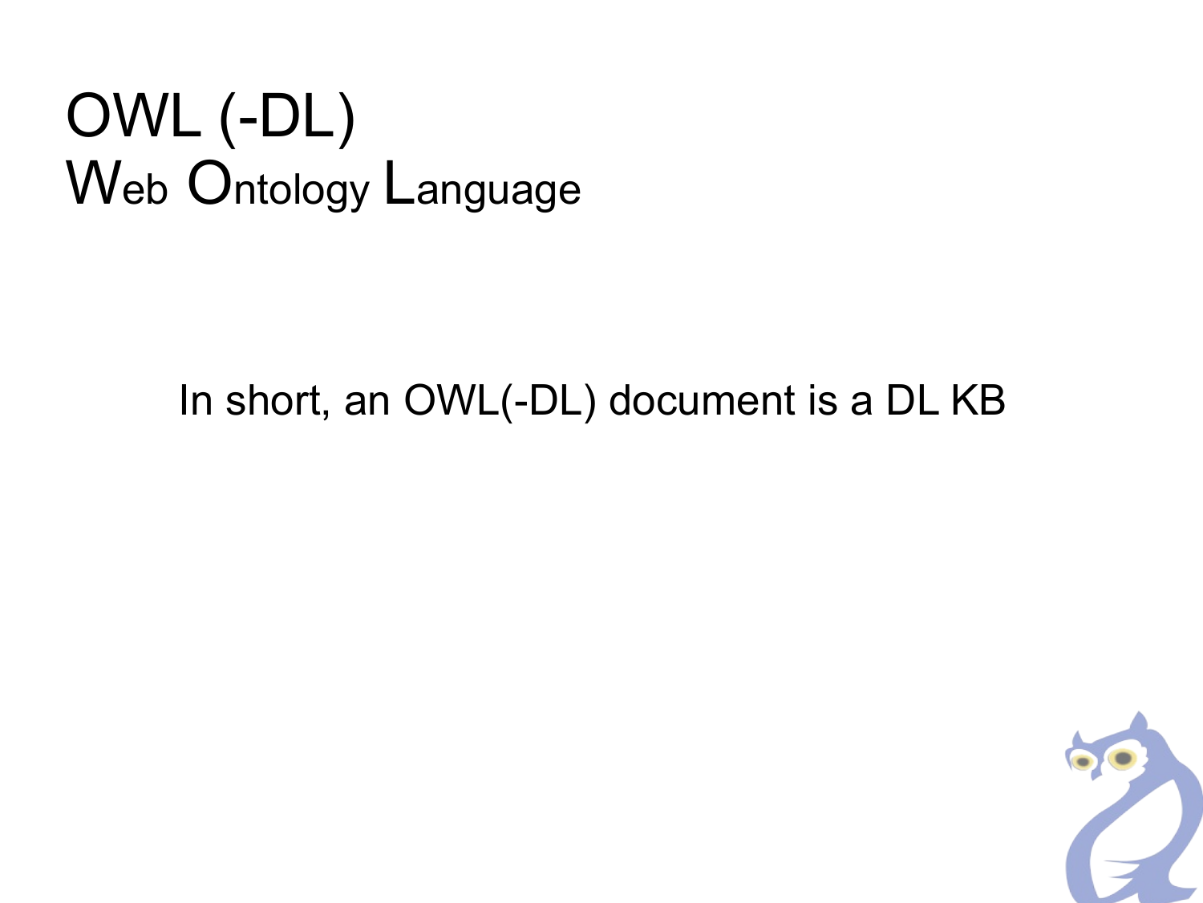# OWL (-DL)
## Web Ontology Language

In short, an OWL(-DL) document is a DL KB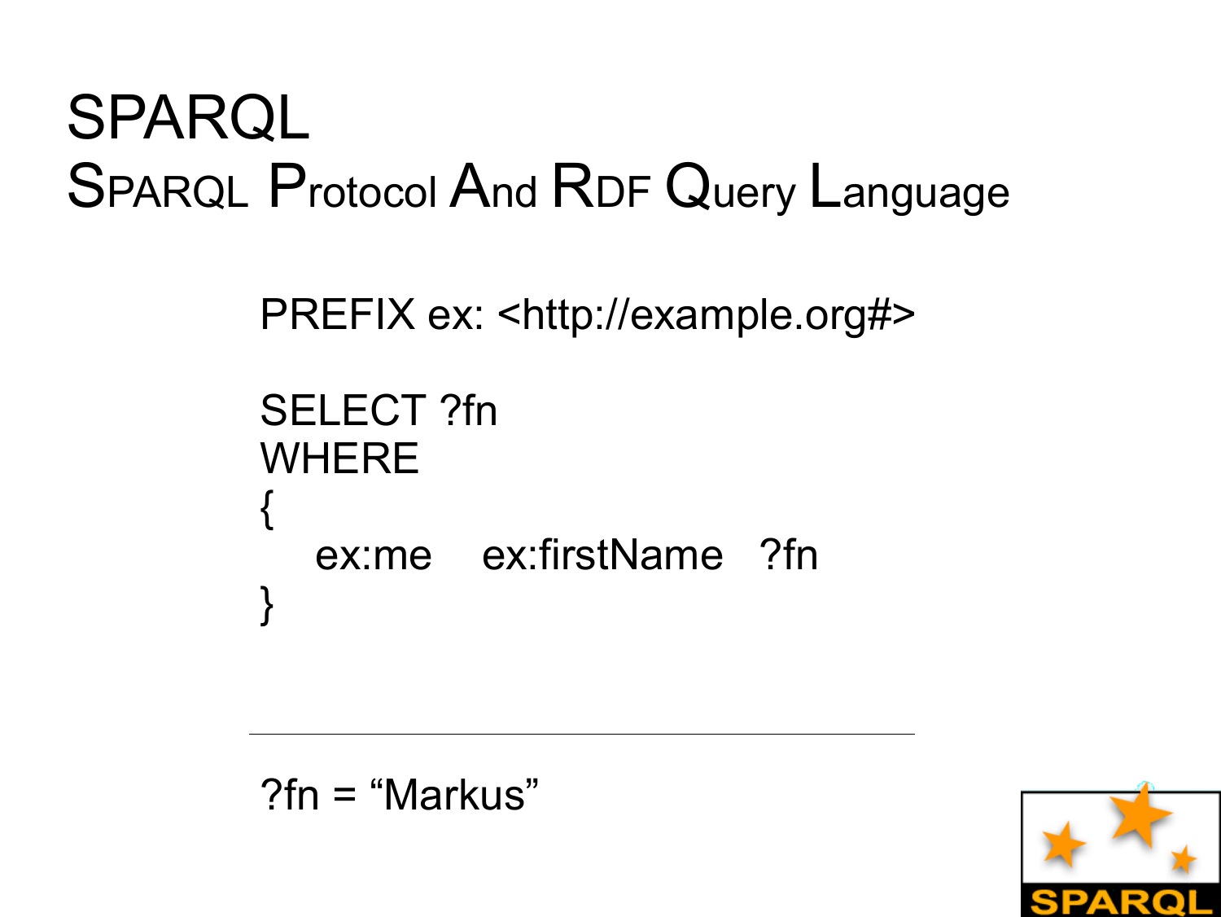# SPARQL

## SPARQL Protocol And RDF Query Language

```
PREFIX ex: <http://example.org#>

SELECT ?fn
WHERE
{
   ex:me    ex:firstName   ?fn
}
```

---

?fn = “Markus”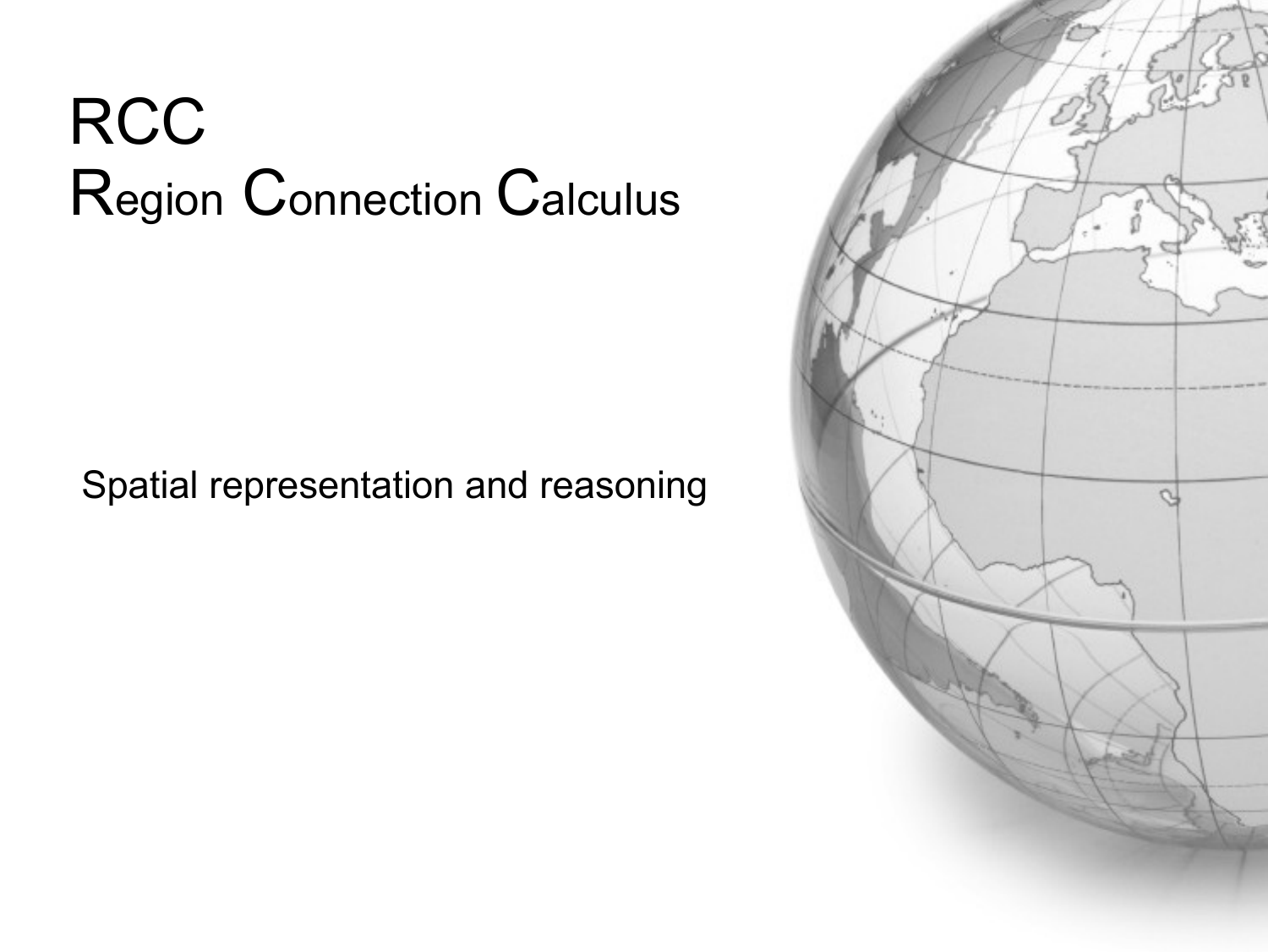# RCC
# Region Connection Calculus

Spatial representation and reasoning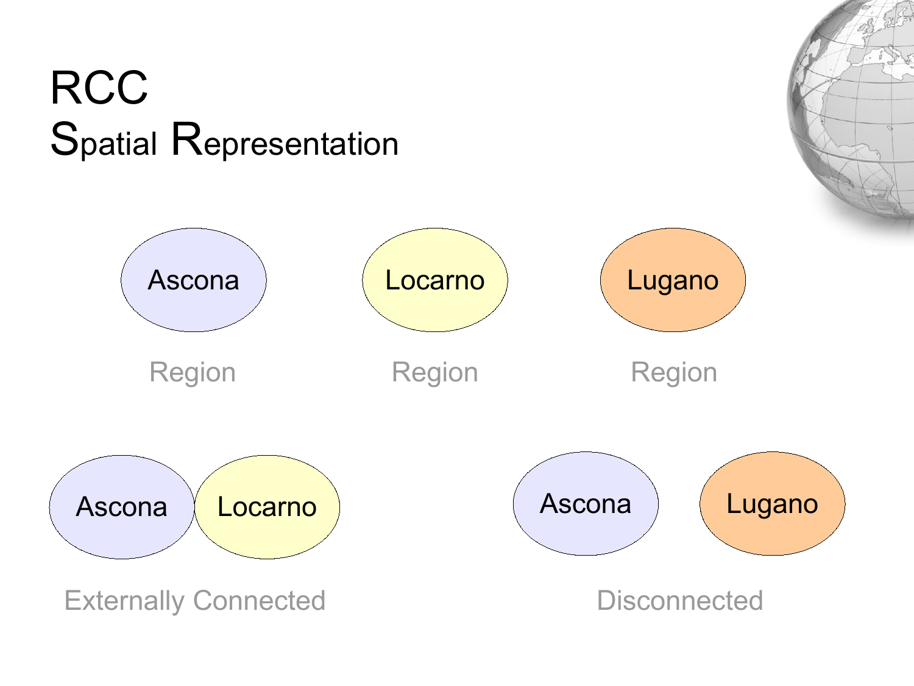# RCC
## Spatial Representation

Ascona

Region

Locarno

Region

Lugano

Region

Ascona Locarno

Externally Connected

Ascona Lugano

Disconnected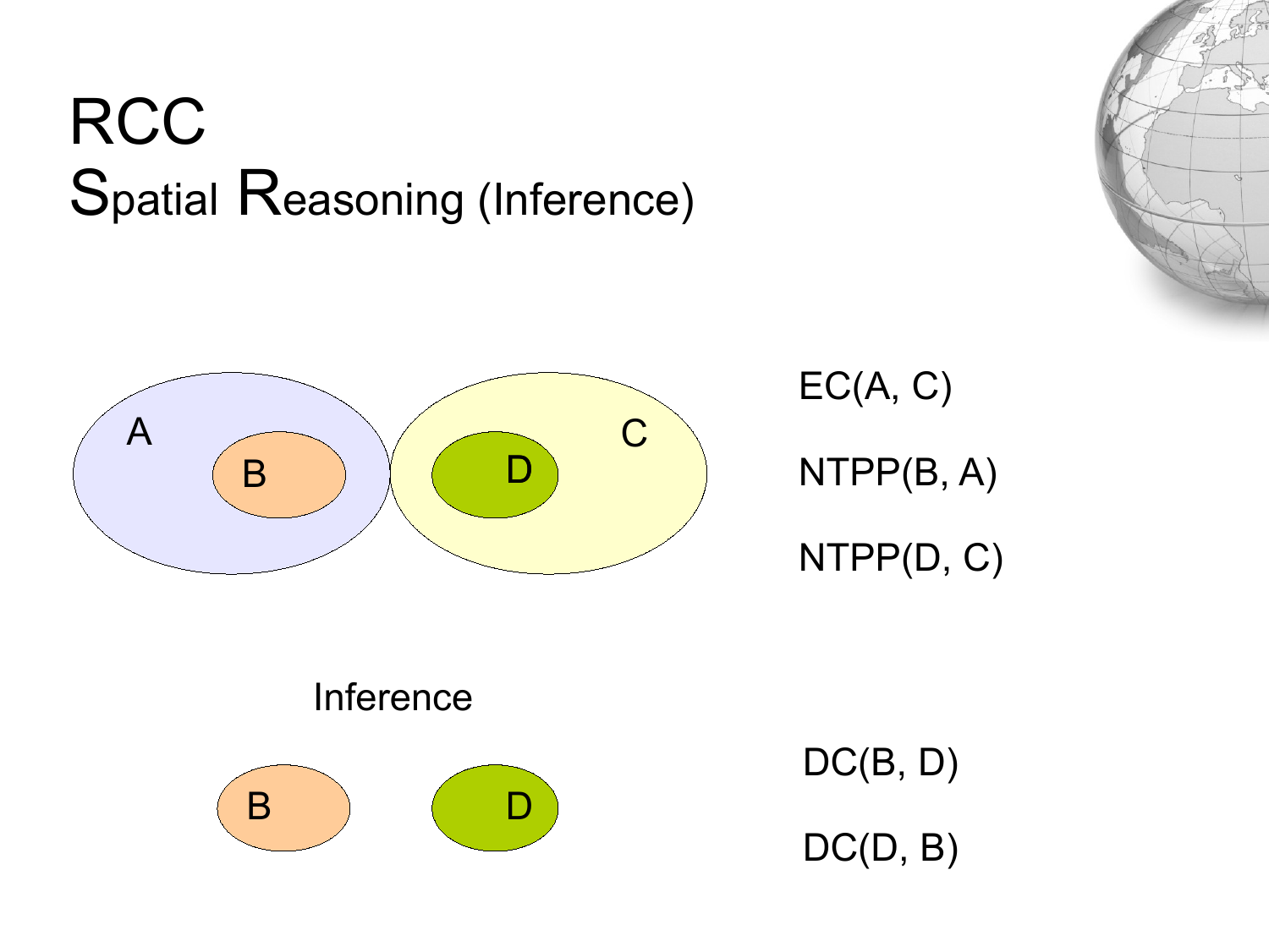# RCC
## Spatial Reasoning (Inference)

A B C D

EC(A, C)

NTPP(B, A)

NTPP(D, C)

Inference

B D

DC(B, D)

DC(D, B)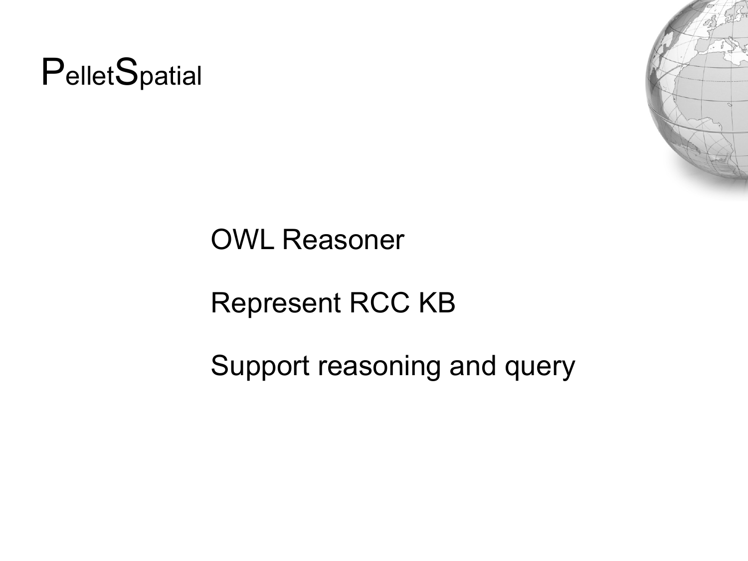# PelletSpatial

OWL Reasoner

Represent RCC KB

Support reasoning and query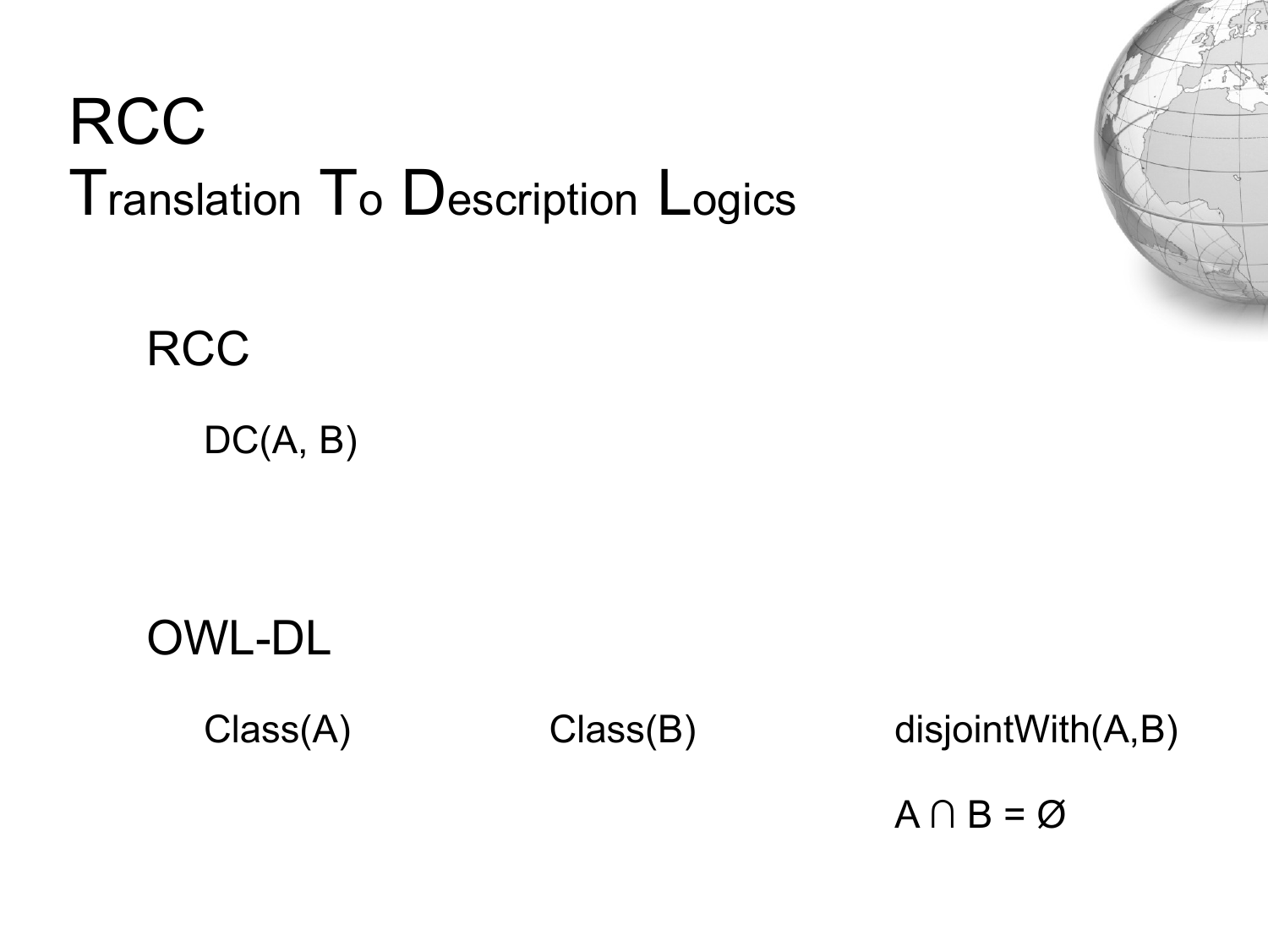# RCC
## Translation To Description Logics

### RCC

DC(A, B)

### OWL-DL

Class(A)

Class(B)

disjointWith(A,B)

$A \cap B = \emptyset$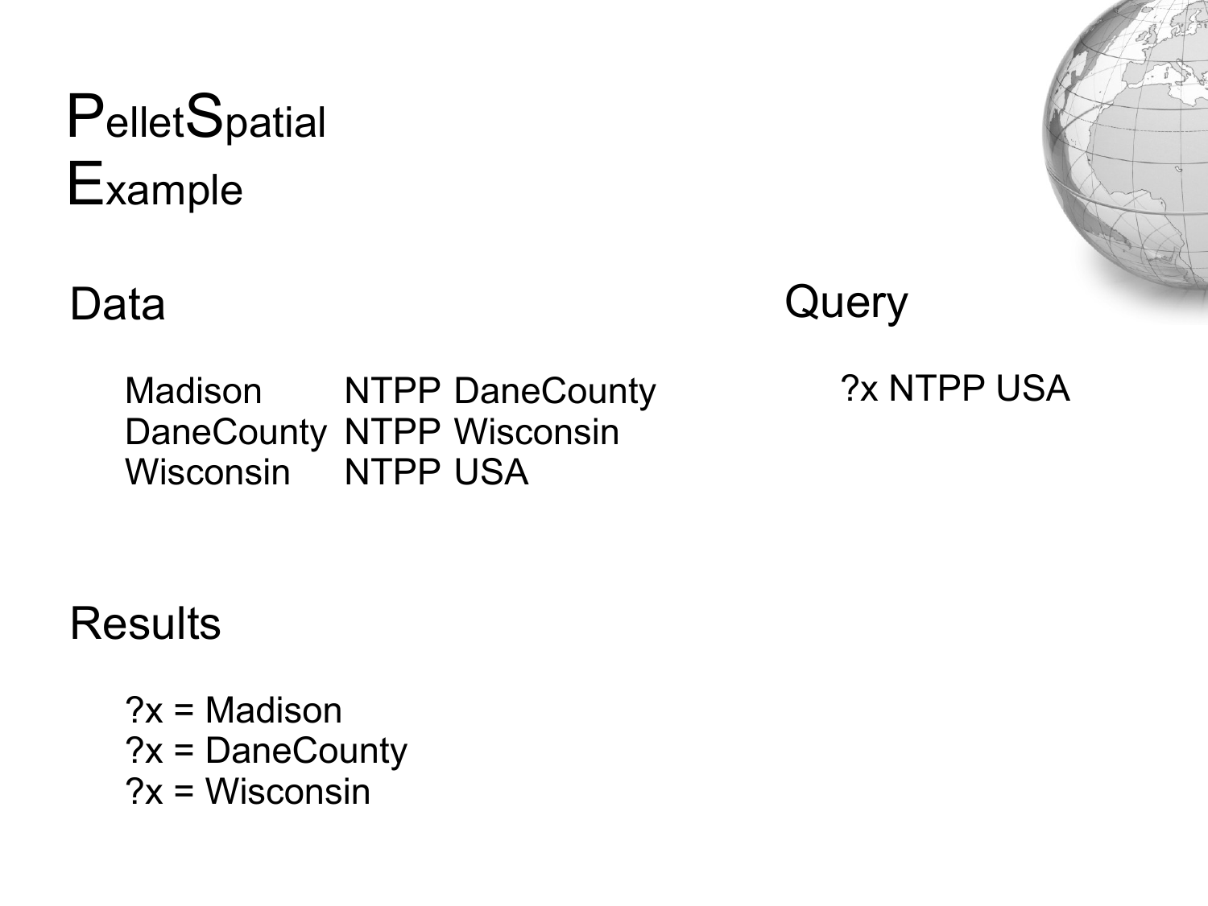# PelletSpatial Example

## Data

```
Madison      NTPP DaneCounty
DaneCounty   NTPP Wisconsin
Wisconsin    NTPP USA
```

## Query

```
?x NTPP USA
```

## Results

```
?x = Madison
?x = DaneCounty
?x = Wisconsin
```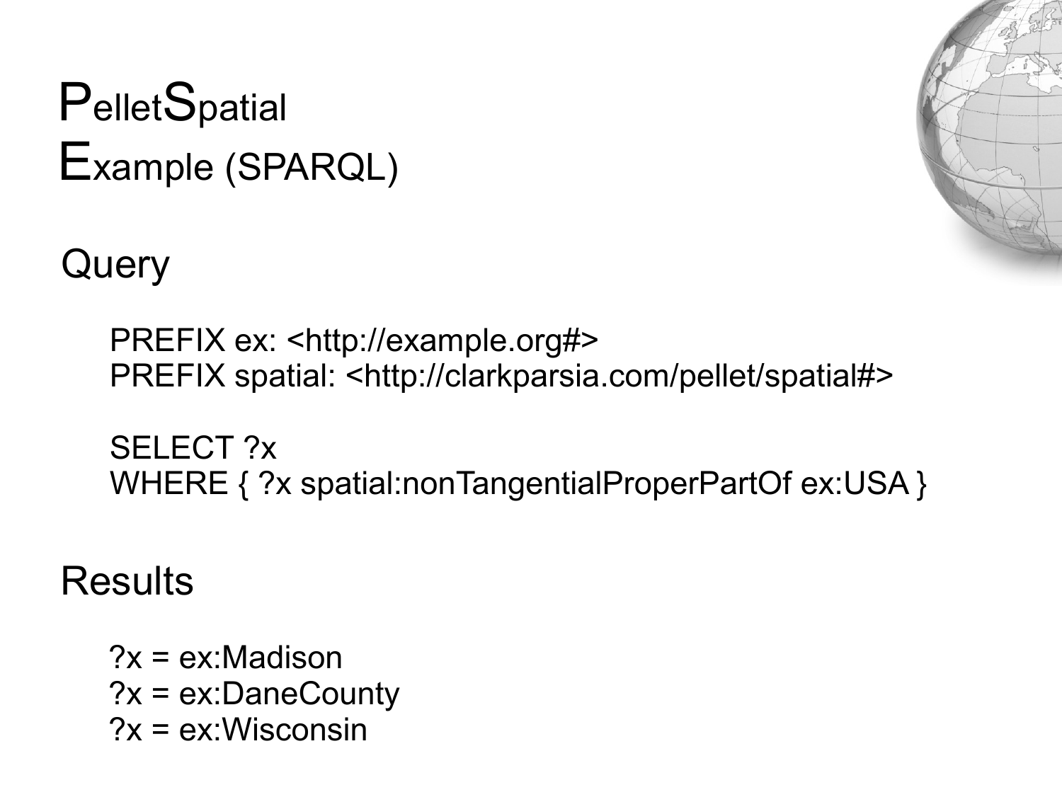# PelletSpatial Example (SPARQL)

## Query

```
PREFIX ex: <http://example.org#>
PREFIX spatial: <http://clarkparsia.com/pellet/spatial#>

SELECT ?x
WHERE { ?x spatial:nonTangentialProperPartOf ex:USA }
```

## Results

```
?x = ex:Madison
?x = ex:DaneCounty
?x = ex:Wisconsin
```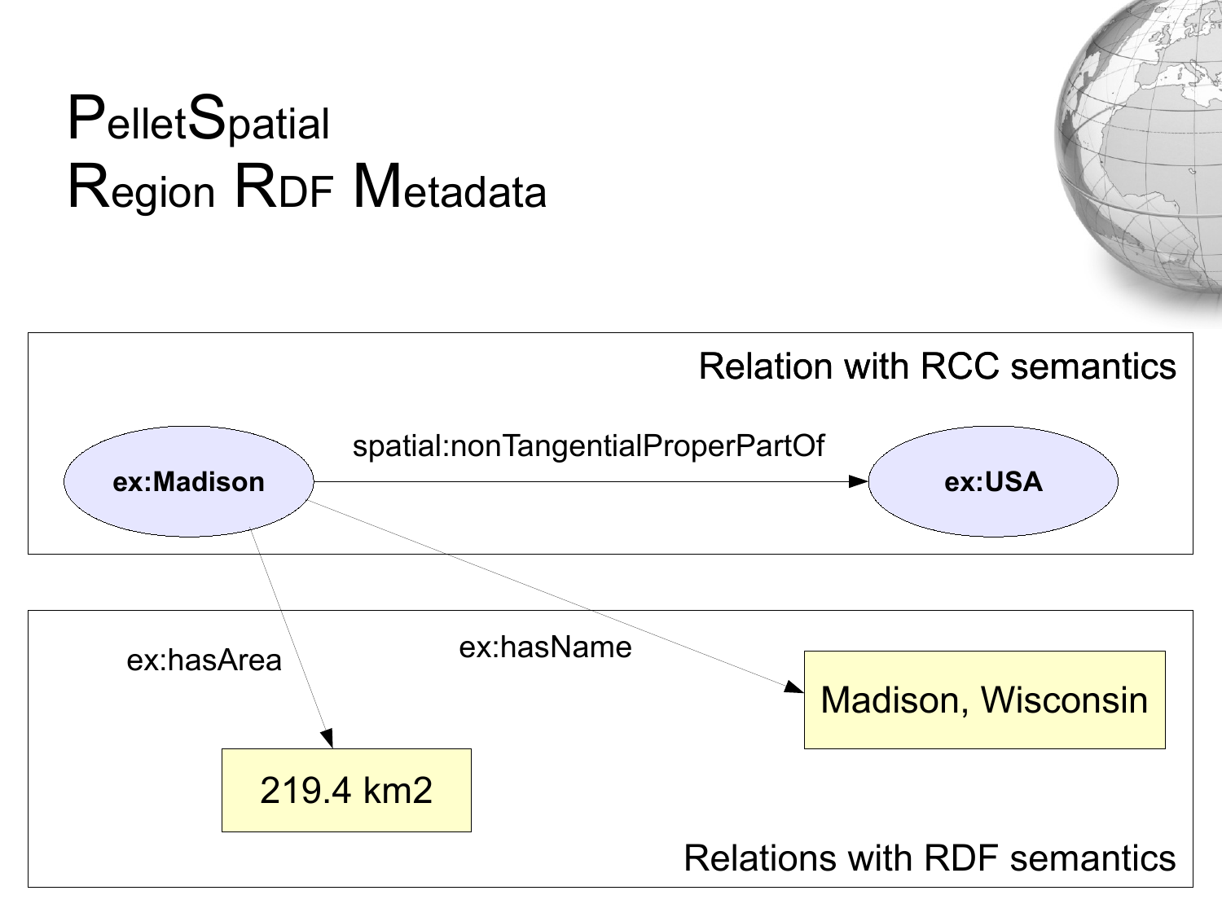# PelletSpatial Region RDF Metadata

**Relation with RCC semantics**

- **ex:Madison** — spatial:nonTangentialProperPartOf → **ex:USA**

**Relations with RDF semantics**

- **ex:Madison** — ex:hasArea → 219.4 km2
- **ex:Madison** — ex:hasName → Madison, Wisconsin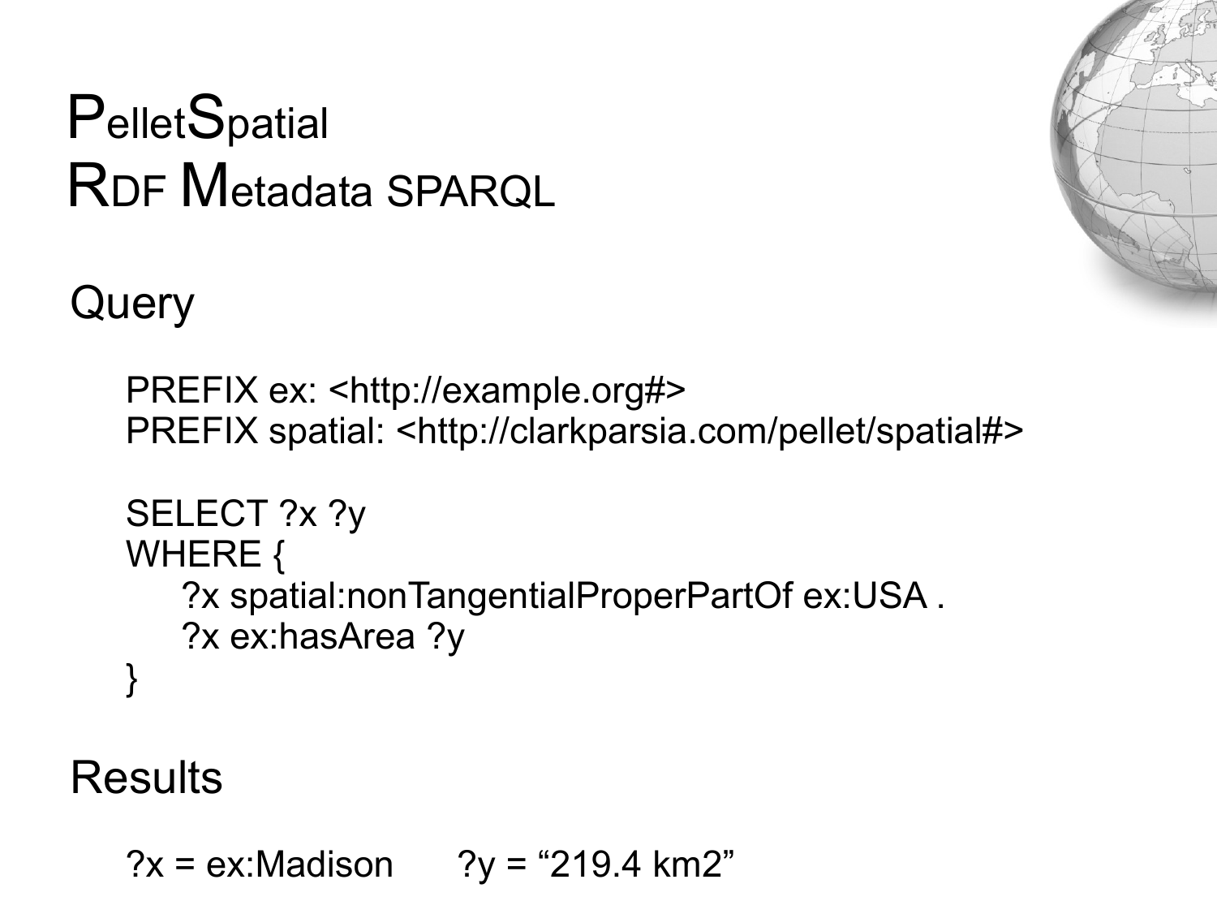# PelletSpatial
# RDF Metadata SPARQL

## Query

```
PREFIX ex: <http://example.org#>
PREFIX spatial: <http://clarkparsia.com/pellet/spatial#>

SELECT ?x ?y
WHERE {
    ?x spatial:nonTangentialProperPartOf ex:USA .
    ?x ex:hasArea ?y
}
```

## Results

```
?x = ex:Madison      ?y = "219.4 km2"
```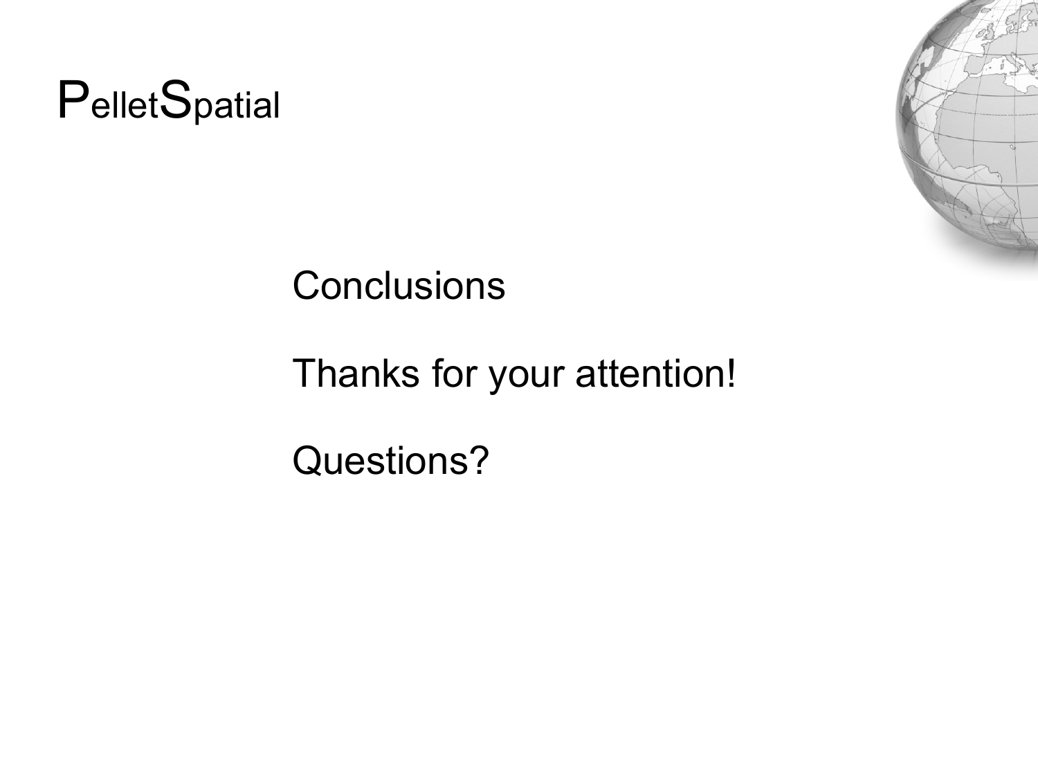# PelletSpatial

Conclusions

Thanks for your attention!

Questions?